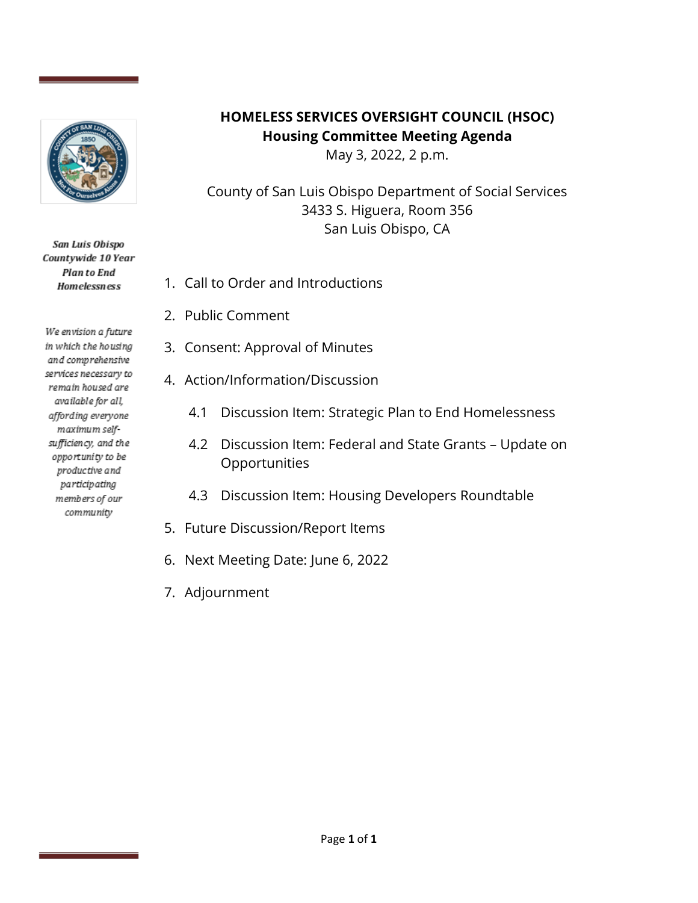# HOMELESS SERVICES OVERSIGHT COUNCIL (HSOC)
## Housing Committee Meeting Agenda

May 3, 2022, 2 p.m.

County of San Luis Obispo Department of Social Services
3433 S. Higuera, Room 356
San Luis Obispo, CA

***San Luis Obispo Countywide 10 Year Plan to End Homelessness***

*We envision a future in which the housing and comprehensive services necessary to remain housed are available for all, affording everyone maximum self-sufficiency, and the opportunity to be productive and participating members of our community*

1. Call to Order and Introductions
2. Public Comment
3. Consent: Approval of Minutes
4. Action/Information/Discussion
   - 4.1 Discussion Item: Strategic Plan to End Homelessness
   - 4.2 Discussion Item: Federal and State Grants – Update on Opportunities
   - 4.3 Discussion Item: Housing Developers Roundtable
5. Future Discussion/Report Items
6. Next Meeting Date: June 6, 2022
7. Adjournment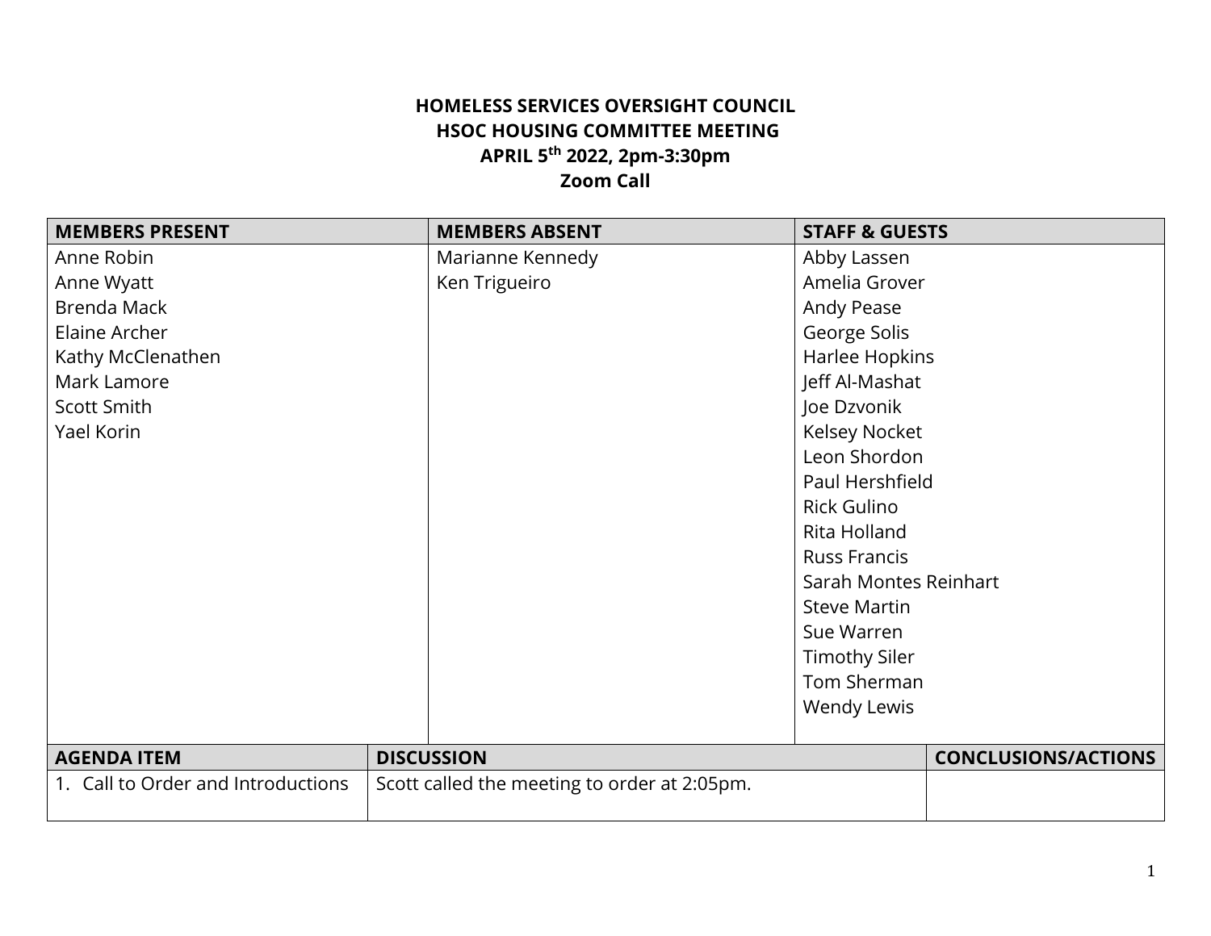**HOMELESS SERVICES OVERSIGHT COUNCIL**
**HSOC HOUSING COMMITTEE MEETING**
**APRIL 5th 2022, 2pm-3:30pm**
**Zoom Call**

| MEMBERS PRESENT | MEMBERS ABSENT | STAFF & GUESTS |
|---|---|---|
| Anne Robin<br>Anne Wyatt<br>Brenda Mack<br>Elaine Archer<br>Kathy McClenathen<br>Mark Lamore<br>Scott Smith<br>Yael Korin | Marianne Kennedy<br>Ken Trigueiro | Abby Lassen<br>Amelia Grover<br>Andy Pease<br>George Solis<br>Harlee Hopkins<br>Jeff Al-Mashat<br>Joe Dzvonik<br>Kelsey Nocket<br>Leon Shordon<br>Paul Hershfield<br>Rick Gulino<br>Rita Holland<br>Russ Francis<br>Sarah Montes Reinhart<br>Steve Martin<br>Sue Warren<br>Timothy Siler<br>Tom Sherman<br>Wendy Lewis |

| AGENDA ITEM | DISCUSSION | CONCLUSIONS/ACTIONS |
|---|---|---|
| 1. Call to Order and Introductions | Scott called the meeting to order at 2:05pm. | |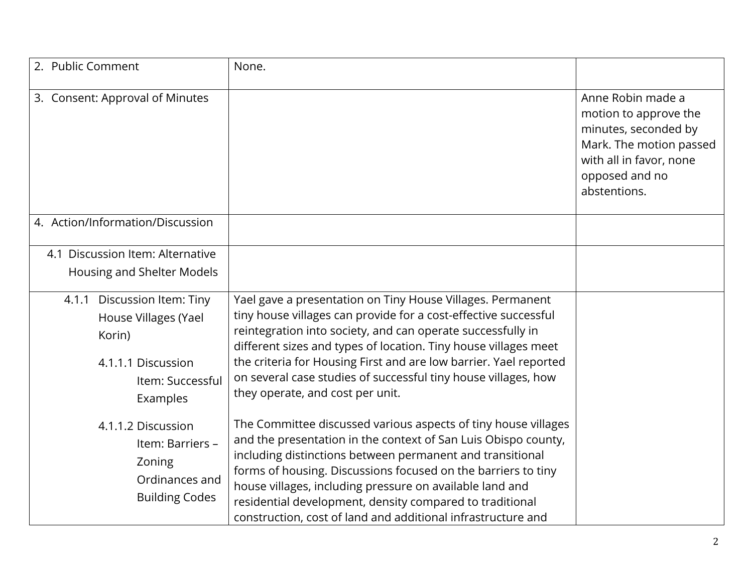| | | |
|---|---|---|
| 2. Public Comment | None. | |
| 3. Consent: Approval of Minutes | | Anne Robin made a motion to approve the minutes, seconded by Mark. The motion passed with all in favor, none opposed and no abstentions. |
| 4. Action/Information/Discussion | | |
| 4.1 Discussion Item: Alternative Housing and Shelter Models | | |
| 4.1.1 Discussion Item: Tiny House Villages (Yael Korin)<br><br>4.1.1.1 Discussion Item: Successful Examples<br><br>4.1.1.2 Discussion Item: Barriers – Zoning Ordinances and Building Codes | Yael gave a presentation on Tiny House Villages. Permanent tiny house villages can provide for a cost-effective successful reintegration into society, and can operate successfully in different sizes and types of location. Tiny house villages meet the criteria for Housing First and are low barrier. Yael reported on several case studies of successful tiny house villages, how they operate, and cost per unit.<br><br>The Committee discussed various aspects of tiny house villages and the presentation in the context of San Luis Obispo county, including distinctions between permanent and transitional forms of housing. Discussions focused on the barriers to tiny house villages, including pressure on available land and residential development, density compared to traditional construction, cost of land and additional infrastructure and | |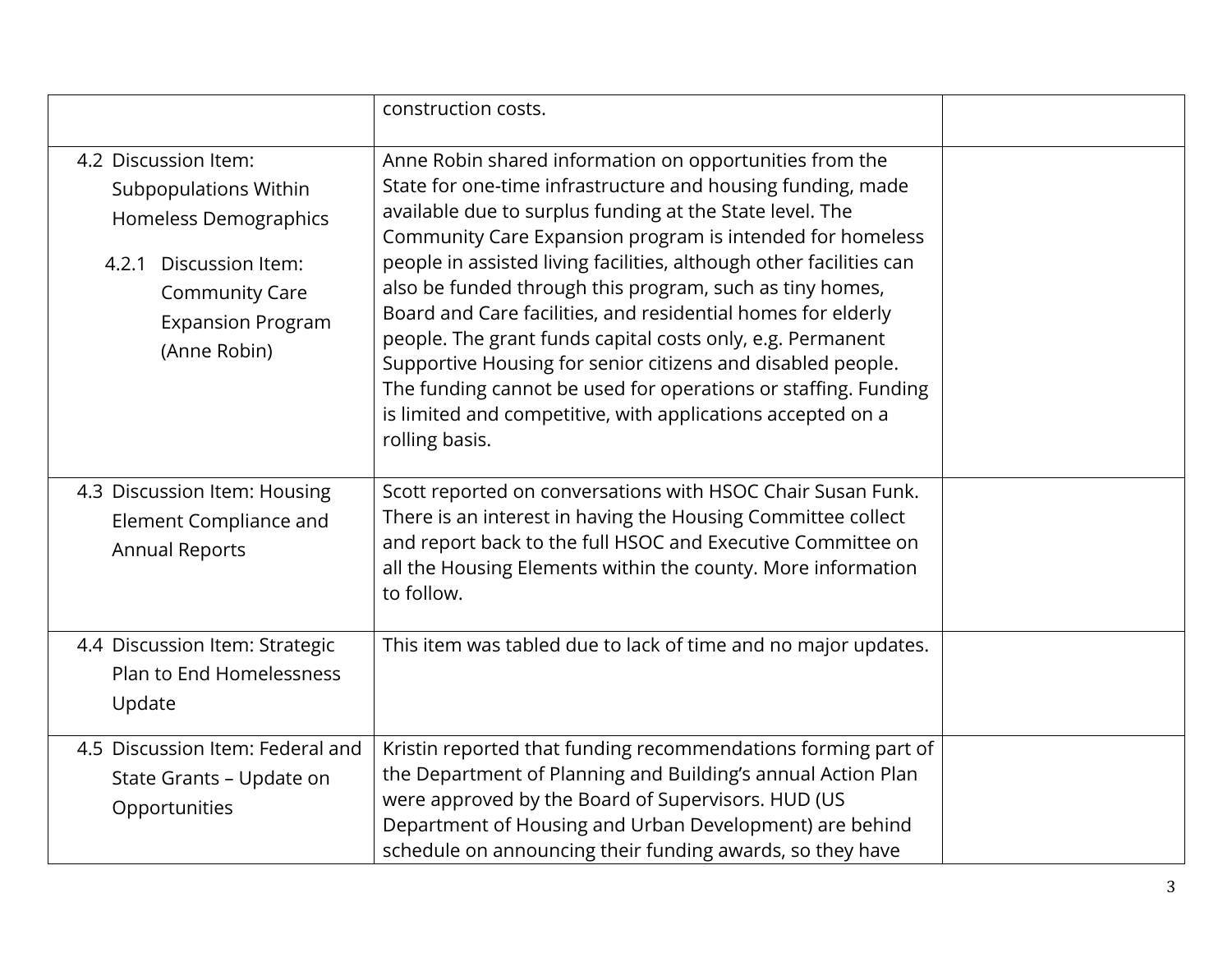| | | |
|---|---|---|
| | construction costs. | |
| 4.2 Discussion Item: Subpopulations Within Homeless Demographics<br><br>4.2.1 Discussion Item: Community Care Expansion Program (Anne Robin) | Anne Robin shared information on opportunities from the State for one-time infrastructure and housing funding, made available due to surplus funding at the State level. The Community Care Expansion program is intended for homeless people in assisted living facilities, although other facilities can also be funded through this program, such as tiny homes, Board and Care facilities, and residential homes for elderly people. The grant funds capital costs only, e.g. Permanent Supportive Housing for senior citizens and disabled people. The funding cannot be used for operations or staffing. Funding is limited and competitive, with applications accepted on a rolling basis. | |
| 4.3 Discussion Item: Housing Element Compliance and Annual Reports | Scott reported on conversations with HSOC Chair Susan Funk. There is an interest in having the Housing Committee collect and report back to the full HSOC and Executive Committee on all the Housing Elements within the county. More information to follow. | |
| 4.4 Discussion Item: Strategic Plan to End Homelessness Update | This item was tabled due to lack of time and no major updates. | |
| 4.5 Discussion Item: Federal and State Grants – Update on Opportunities | Kristin reported that funding recommendations forming part of the Department of Planning and Building's annual Action Plan were approved by the Board of Supervisors. HUD (US Department of Housing and Urban Development) are behind schedule on announcing their funding awards, so they have | |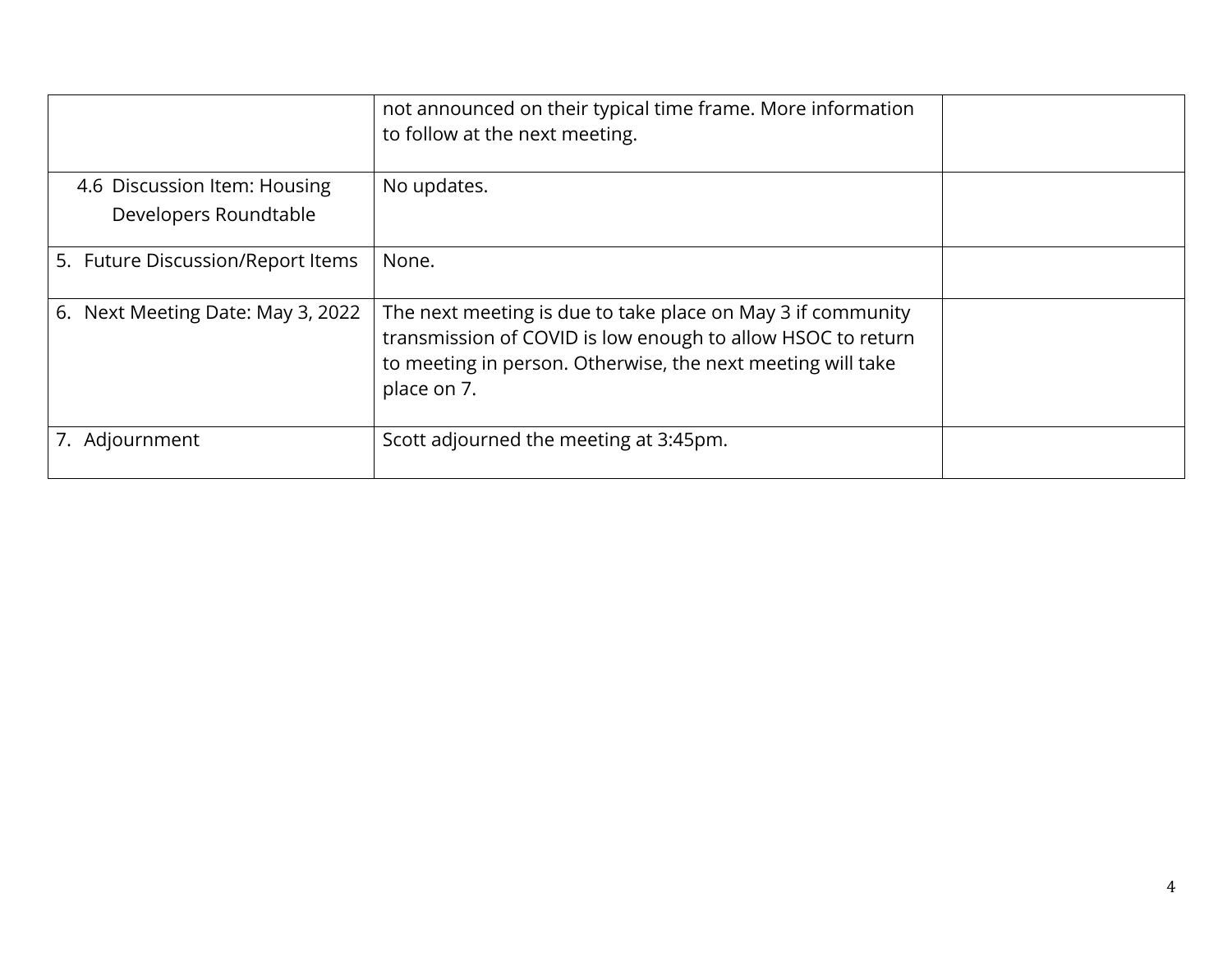| | | |
|---|---|---|
| | not announced on their typical time frame. More information to follow at the next meeting. | |
| 4.6 Discussion Item: Housing Developers Roundtable | No updates. | |
| 5. Future Discussion/Report Items | None. | |
| 6. Next Meeting Date: May 3, 2022 | The next meeting is due to take place on May 3 if community transmission of COVID is low enough to allow HSOC to return to meeting in person. Otherwise, the next meeting will take place on 7. | |
| 7. Adjournment | Scott adjourned the meeting at 3:45pm. | |